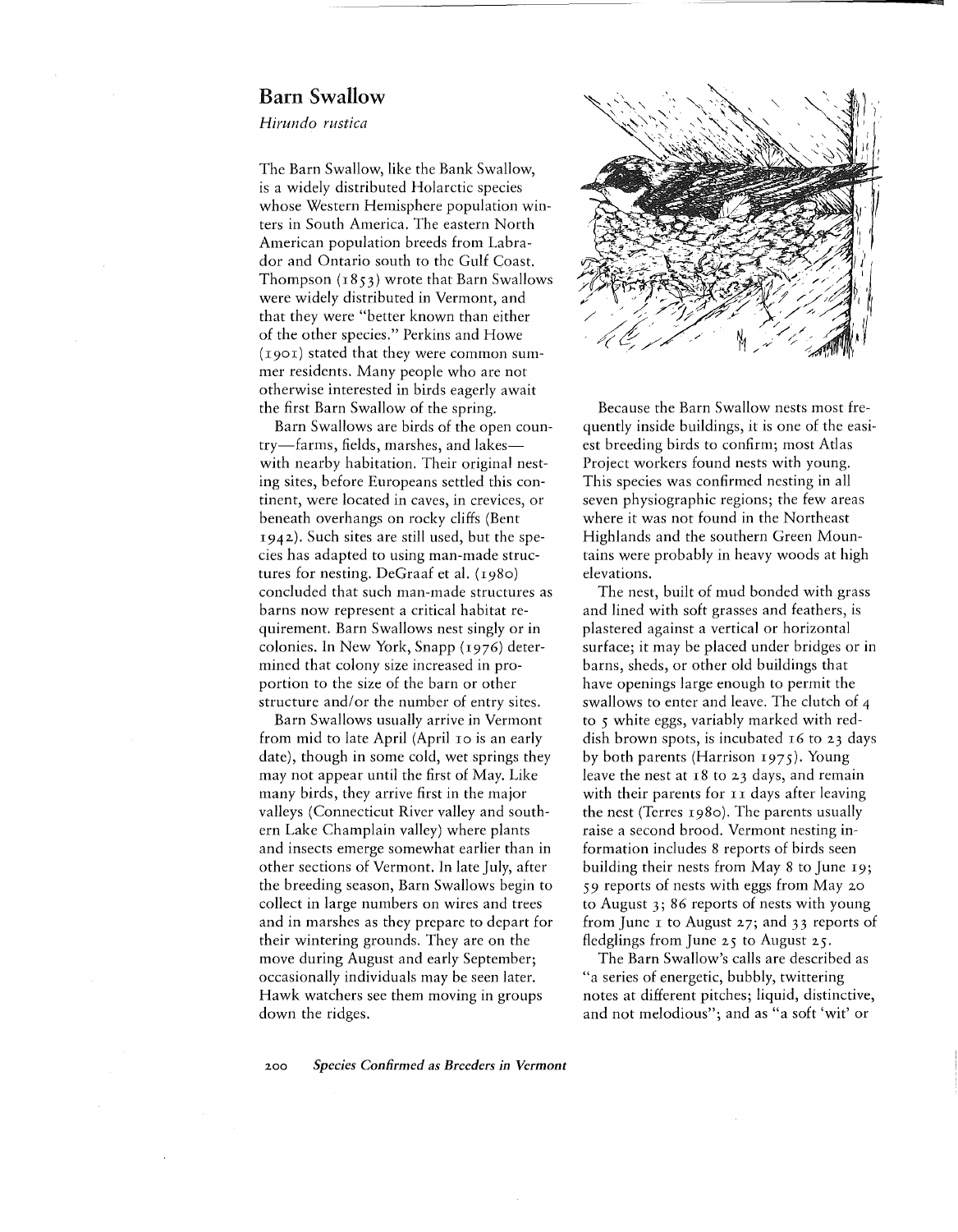## Barn Swallow

*Hirundo rustica*

The Barn Swallow, like the Bank Swallow, is a widely distributed Holarctic species whose Western Hemisphere population winters in South America. The eastern North American population breeds from Labrador and Ontario south to the Gulf Coast. Thompson (1853) wrote that Barn Swallows were widely distributed in Vermont, and that they were "better known than either of the other species." Perkins and Howe (1901) stated that they were common summer residents. Many people who are not otherwise interested in birds eagerly await the first Barn Swallow of the spring.

Barn Swallows are birds of the open country—farms, fields, marshes, and lakes—with nearby habitation. Their original nesting sites, before Europeans settled this continent, were located in caves, in crevices, or beneath overhangs on rocky cliffs (Bent 1942). Such sites are still used, but the species has adapted to using man-made structures for nesting. DeGraaf et al. (1980) concluded that such man-made structures as barns now represent a critical habitat requirement. Barn Swallows nest singly or in colonies. In New York, Snapp (1976) determined that colony size increased in proportion to the size of the barn or other structure and/or the number of entry sites.

Barn Swallows usually arrive in Vermont from mid to late April (April 10 is an early date), though in some cold, wet springs they may not appear until the first of May. Like many birds, they arrive first in the major valleys (Connecticut River valley and southern Lake Champlain valley) where plants and insects emerge somewhat earlier than in other sections of Vermont. In late July, after the breeding season, Barn Swallows begin to collect in large numbers on wires and trees and in marshes as they prepare to depart for their wintering grounds. They are on the move during August and early September; occasionally individuals may be seen later. Hawk watchers see them moving in groups down the ridges.

Because the Barn Swallow nests most frequently inside buildings, it is one of the easiest breeding birds to confirm; most Atlas Project workers found nests with young. This species was confirmed nesting in all seven physiographic regions; the few areas where it was not found in the Northeast Highlands and the southern Green Mountains were probably in heavy woods at high elevations.

The nest, built of mud bonded with grass and lined with soft grasses and feathers, is plastered against a vertical or horizontal surface; it may be placed under bridges or in barns, sheds, or other old buildings that have openings large enough to permit the swallows to enter and leave. The clutch of 4 to 5 white eggs, variably marked with reddish brown spots, is incubated 16 to 23 days by both parents (Harrison 1975). Young leave the nest at 18 to 23 days, and remain with their parents for 11 days after leaving the nest (Terres 1980). The parents usually raise a second brood. Vermont nesting information includes 8 reports of birds seen building their nests from May 8 to June 19; 59 reports of nests with eggs from May 20 to August 3; 86 reports of nests with young from June 1 to August 27; and 33 reports of fledglings from June 25 to August 25.

The Barn Swallow's calls are described as "a series of energetic, bubbly, twittering notes at different pitches; liquid, distinctive, and not melodious"; and as "a soft 'wit' or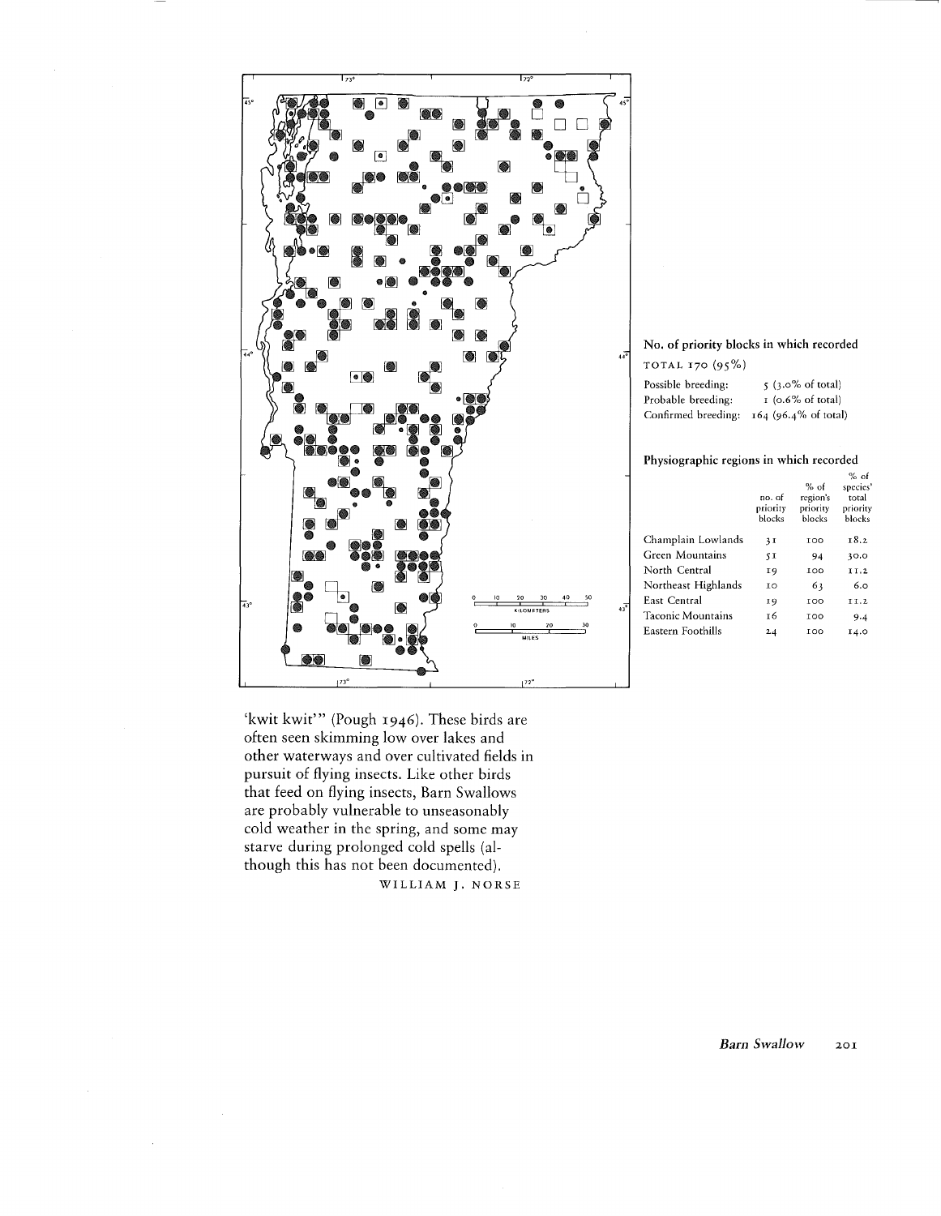73° 72°

45° 45°

44° 44°

43° 43°

0 10 20 30 40 50
KILOMETERS

0 10 20 30
MILES

**No. of priority blocks in which recorded**

TOTAL 170 (95%)

| | |
|---|---|
| Possible breeding: | 5 (3.0% of total) |
| Probable breeding: | 1 (0.6% of total) |
| Confirmed breeding: | 164 (96.4% of total) |

**Physiographic regions in which recorded**

| | no. of priority blocks | % of region's priority blocks | % of species' total priority blocks |
|---|---|---|---|
| Champlain Lowlands | 31 | 100 | 18.2 |
| Green Mountains | 51 | 94 | 30.0 |
| North Central | 19 | 100 | 11.2 |
| Northeast Highlands | 10 | 63 | 6.0 |
| East Central | 19 | 100 | 11.2 |
| Taconic Mountains | 16 | 100 | 9.4 |
| Eastern Foothills | 24 | 100 | 14.0 |

'kwit kwit'" (Pough 1946). These birds are often seen skimming low over lakes and other waterways and over cultivated fields in pursuit of flying insects. Like other birds that feed on flying insects, Barn Swallows are probably vulnerable to unseasonably cold weather in the spring, and some may starve during prolonged cold spells (although this has not been documented).

WILLIAM J. NORSE